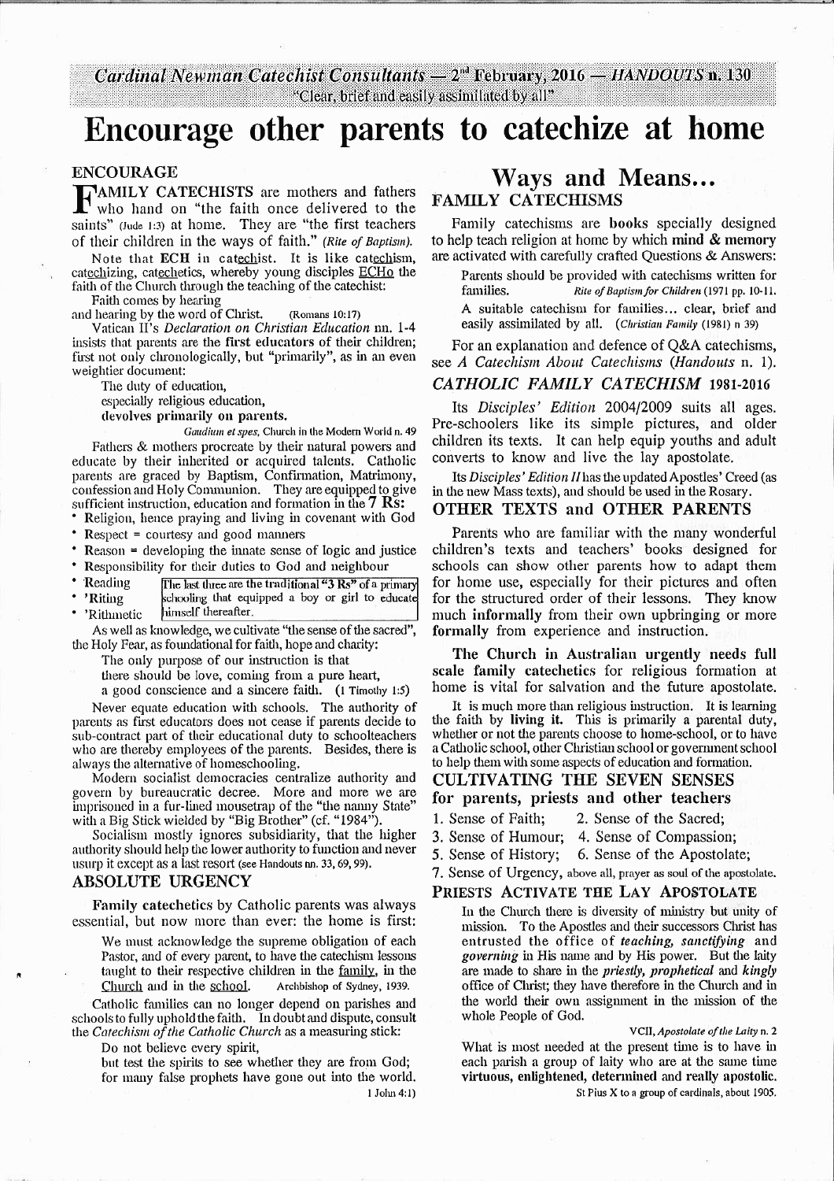Cardinal Newman Catechist Consultants — 2nd February, 2016 — *HANDOUTS* n. 130
"Clear, brief and easily assimilated by all"

# Encourage other parents to catechize at home

## ENCOURAGE

**FAMILY CATECHISTS** are mothers and fathers who hand on "the faith once delivered to the saints" (Jude 1:3) at home. They are "the first teachers of their children in the ways of faith." *(Rite of Baptism)*.

Note that **ECH** in cat<u>ech</u>ist. It is like cat<u>ech</u>ism, cat<u>ech</u>izing, cat<u>ech</u>etics, whereby young disciples <u>ECHo</u> the faith of the Church through the teaching of the catechist:

> Faith comes by hearing
> and hearing by the word of Christ. (Romans 10:17)

Vatican II's *Declaration on Christian Education* nn. 1-4 insists that parents are the **first educators** of their children; first not only chronologically, but "primarily", as in an even weightier document:

> The duty of education,
> especially religious education,
> **devolves primarily on parents.**
>
> *Gaudium et spes*, Church in the Modern World n. 49

Fathers & mothers procreate by their natural powers and educate by their inherited or acquired talents. Catholic parents are graced by Baptism, Confirmation, Matrimony, confession and Holy Communion. They are equipped to give sufficient instruction, education and formation in the **7 Rs**:

- Religion, hence praying and living in covenant with God
- Respect = courtesy and good manners
- Reason = developing the innate sense of logic and justice
- Responsibility for their duties to God and neighbour
- Reading
- 'Riting
- 'Rithmetic

The last three are the traditional "3 Rs" of a primary schooling that equipped a boy or girl to educate himself thereafter.

As well as knowledge, we cultivate "the sense of the sacred", the Holy Fear, as foundational for faith, hope and charity:

> The only purpose of our instruction is that
> there should be love, coming from a pure heart,
> a good conscience and a sincere faith. (1 Timothy 1:5)

Never equate education with schools. The authority of parents as first educators does not cease if parents decide to sub-contract part of their educational duty to schoolteachers who are thereby employees of the parents. Besides, there is always the alternative of homeschooling.

Modern socialist democracies centralize authority and govern by bureaucratic decree. More and more we are imprisoned in a fur-lined mousetrap of the "the nanny State" with a Big Stick wielded by "Big Brother" (cf. "1984").

Socialism mostly ignores subsidiarity, that the higher authority should help the lower authority to function and never usurp it except as a last resort (see Handouts nn. 33, 69, 99).

## ABSOLUTE URGENCY

**Family catechetics** by Catholic parents was always essential, but now more than ever: the home is first:

> We must acknowledge the supreme obligation of each Pastor, and of every parent, to have the catechism lessons taught to their respective children in the <u>family</u>, in the <u>Church</u> and in the <u>school</u>. Archbishop of Sydney, 1939.

Catholic families can no longer depend on parishes and schools to fully uphold the faith. In doubt and dispute, consult the *Catechism of the Catholic Church* as a measuring stick:

> Do not believe every spirit,
> but test the spirits to see whether they are from God;
> for many false prophets have gone out into the world.
> 1 John 4:1)

# Ways and Means...

## FAMILY CATECHISMS

Family catechisms are **books** specially designed to help teach religion at home by which **mind & memory** are activated with carefully crafted Questions & Answers:

> Parents should be provided with catechisms written for families. *Rite of Baptism for Children* (1971 pp. 10-11.
>
> A suitable catechism for families... clear, brief and easily assimilated by all. (*Christian Family* (1981) n 39)

For an explanation and defence of Q&A catechisms, see *A Catechism About Catechisms* (*Handouts* n. 1).

## *CATHOLIC FAMILY CATECHISM* 1981-2016

Its *Disciples' Edition* 2004/2009 suits all ages. Pre-schoolers like its simple pictures, and older children its texts. It can help equip youths and adult converts to know and live the lay apostolate.

Its *Disciples' Edition II* has the updated Apostles' Creed (as in the new Mass texts), and should be used in the Rosary.

## OTHER TEXTS and OTHER PARENTS

Parents who are familiar with the many wonderful children's texts and teachers' books designed for schools can show other parents how to adapt them for home use, especially for their pictures and often for the structured order of their lessons. They know much **informally** from their own upbringing or more **formally** from experience and instruction.

**The Church in Australian urgently needs full scale family catechetics** for religious formation at home is vital for salvation and the future apostolate.

It is much more than religious instruction. It is learning the faith by **living it**. This is primarily a parental duty, whether or not the parents choose to home-school, or to have a Catholic school, other Christian school or government school to help them with some aspects of education and formation.

## CULTIVATING THE SEVEN SENSES for parents, priests and other teachers

1. Sense of Faith;
2. Sense of the Sacred;
3. Sense of Humour;
4. Sense of Compassion;
5. Sense of History;
6. Sense of the Apostolate;
7. Sense of Urgency, above all, prayer as soul of the apostolate.

## PRIESTS ACTIVATE THE LAY APOSTOLATE

> In the Church there is diversity of ministry but unity of mission. To the Apostles and their successors Christ has entrusted the office of *teaching, sanctifying* and *governing* in His name and by His power. But the laity are made to share in the *priestly, prophetical* and *kingly* office of Christ; they have therefore in the Church and in the world their own assignment in the mission of the whole People of God.
>
> VCII, *Apostolate of the Laity* n. 2
>
> What is most needed at the present time is to have in each parish a group of laity who are at the same time **virtuous, enlightened, determined** and **really apostolic.**
>
> St Pius X to a group of cardinals, about 1905.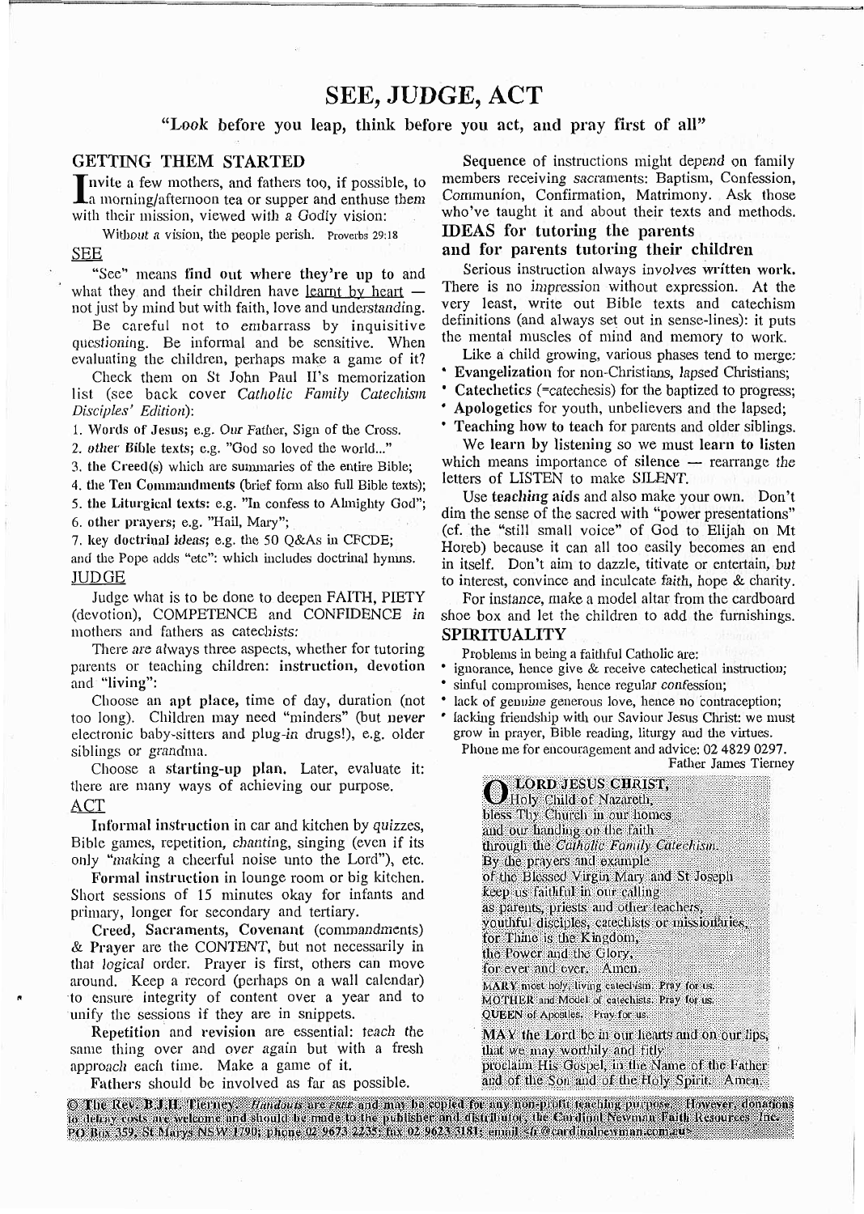# SEE, JUDGE, ACT

"Look before you leap, think before you act, and pray first of all"

## GETTING THEM STARTED

Invite a few mothers, and fathers too, if possible, to a morning/afternoon tea or supper and enthuse them with their mission, viewed with a Godly vision:

Without a vision, the people perish. Proverbs 29:18

### SEE

"See" means **find out** where they're up to and what they and their children have learnt by heart — not just by mind but with faith, love and understanding.

Be careful not to embarrass by inquisitive questioning. Be informal and be sensitive. When evaluating the children, perhaps make a game of it?

Check them on St John Paul II's memorization list (see back cover *Catholic Family Catechism Disciples' Edition*):

1. **Words of Jesus**; e.g. Our Father, Sign of the Cross.
2. *other* **Bible texts**; e.g. "God so loved the world..."
3. **the Creed(s)** which are summaries of the entire Bible;
4. **the Ten Commandments** (brief form also full Bible texts);
5. **the Liturgical texts**: e.g. "In confess to Almighty God";
6. **other prayers**; e.g. "Hail, Mary";
7. **key doctrinal** *ideas*; e.g. the 50 Q&As in CFCDE;

and the Pope adds "etc": which includes doctrinal hymns.

### JUDGE

Judge what is to be done to deepen FAITH, PIETY (devotion), COMPETENCE and CONFIDENCE *in* mothers and fathers as catechists:

There are always three aspects, whether for tutoring parents or teaching children: **instruction, devotion** and **"living"**:

Choose an **apt place,** time of day, duration (not too long). Children may need "minders" (but *never* electronic baby-sitters and plug-in drugs!), e.g. older siblings or grandma.

Choose a **starting-up plan.** Later, evaluate it: there are many ways of achieving our purpose.

### ACT

**Informal instruction** in car and kitchen by *quizzes*, Bible games, repetition, *chanting*, singing (even if its only "*making* a cheerful noise unto the Lord"), etc.

**Formal instruction** in lounge room or big kitchen. Short sessions of 15 minutes okay for infants and primary, longer for secondary and tertiary.

**Creed, Sacraments, Covenant** (commandments) **& Prayer** are the CONTENT, but not necessarily in that *logical* order. Prayer is first, others can move around. Keep a record (perhaps on a wall calendar) to ensure integrity of content over a year and to unify the sessions if they are in snippets.

**Repetition** and **revision** are essential: *teach* the same thing over and over again but with a fresh approach each time. Make a game of it.

Fathers should be involved as far as possible.

Sequence of instructions might depend on family members receiving sacraments: Baptism, Confession, Communion, Confirmation, Matrimony. Ask those who've taught it and about their texts and methods.

## IDEAS for tutoring the parents and for parents tutoring their children

Serious instruction always involves written work. There is no impression without expression. At the very least, write out Bible texts and catechism definitions (and always set out in sense-lines): it puts the mental muscles of mind and memory to work.

Like a child growing, various phases tend to merge:

- **Evangelization** for non-Christians, lapsed Christians;
- **Catechetics** (=catechesis) for the baptized to progress;
- **Apologetics** for youth, unbelievers and the lapsed;
- **Teaching how to teach** for parents and older siblings.

We learn by listening so we must **learn to listen** which means importance of **silence** — rearrange the letters of LISTEN to make SILENT.

Use *teaching* aids and also make your own. Don't dim the sense of the sacred with "power presentations" (cf. the "still small voice" of God to Elijah on Mt Horeb) because it can all too easily becomes an end in itself. Don't aim to dazzle, titivate or entertain, but to interest, convince and inculcate faith, hope & charity.

For instance, make a model altar from the cardboard shoe box and let the children to add the furnishings.

## SPIRITUALITY

Problems in being a faithful Catholic are:

- ignorance, hence give & receive catechetical instruction;
- sinful compromises, hence regular confession;
- lack of genuine generous love, hence no contraception;
- lacking friendship with our Saviour Jesus Christ: we must grow in prayer, Bible reading, liturgy and the virtues.

Phone me for encouragement and advice: 02 4829 0297.

Father James Tierney

**O LORD JESUS CHRIST,**
Holy Child of Nazareth,
bless Thy Church in our homes
and our handing on the faith
through the *Catholic Family Catechism*.
By the prayers and example
of the Blessed Virgin Mary and St Joseph
keep us faithful in our calling
as parents, priests and other teachers,
youthful disciples, catechists or missionaries,
for Thine is the Kingdom,
the Power and the Glory,
for ever and ever. Amen.

MARY most holy, living catechism. Pray for us.
MOTHER and Model of catechists. Pray for us.
QUEEN of Apostles. Pray for us.

MAY the Lord be in our hearts and on our lips,
that we may worthily and fitly
proclaim His Gospel, in the Name of the Father
and of the Son and of the Holy Spirit. Amen.

© The Rev. B.J.H. Tierney. *Handouts are FREE* and may be copied for any non-profit teaching purpose. However, donations to defray costs are welcome and should be made to the publisher and distributor, the Cardinal Newman Faith Resources Inc. PO Box 359, St Marys NSW 1790; phone 02 9673 2235; fax 02 9623 3181; email <fr@cardinalnewman.com.au>